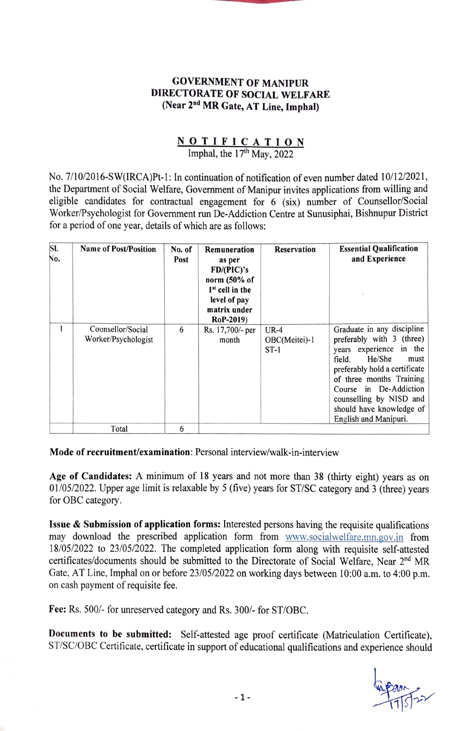**GOVERNMENT OF MANIPUR**
**DIRECTORATE OF SOCIAL WELFARE**
**(Near 2nd MR Gate, AT Line, Imphal)**

**NOTIFICATION**
Imphal, the 17th May, 2022

No. 7/10/2016-SW(IRCA)Pt-1: In continuation of notification of even number dated 10/12/2021, the Department of Social Welfare, Government of Manipur invites applications from willing and eligible candidates for contractual engagement for 6 (six) number of Counsellor/Social Worker/Psychologist for Government run De-Addiction Centre at Sunusiphai, Bishnupur District for a period of one year, details of which are as follows:

| Sl. No. | Name of Post/Position | No. of Post | Remuneration as per FD/(PIC)'s norm (50% of 1st cell in the level of pay matrix under RoP-2019) | Reservation | Essential Qualification and Experience |
|---|---|---|---|---|---|
| 1 | Counsellor/Social Worker/Psychologist | 6 | Rs. 17,700/- per month | UR-4<br>OBC(Meitei)-1<br>ST-1 | Graduate in any discipline preferably with 3 (three) years experience in the field. He/She must preferably hold a certificate of three months Training Course in De-Addiction counselling by NISD and should have knowledge of English and Manipuri. |
| | Total | 6 | | | |

**Mode of recruitment/examination**: Personal interview/walk-in-interview

**Age of Candidates:** A minimum of 18 years and not more than 38 (thirty eight) years as on 01/05/2022. Upper age limit is relaxable by 5 (five) years for ST/SC category and 3 (three) years for OBC category.

**Issue & Submission of application forms:** Interested persons having the requisite qualifications may download the prescribed application form from www.socialwelfare.mn.gov.in from 18/05/2022 to 23/05/2022. The completed application form along with requisite self-attested certificates/documents should be submitted to the Directorate of Social Welfare, Near 2nd MR Gate, AT Line, Imphal on or before 23/05/2022 on working days between 10:00 a.m. to 4:00 p.m. on cash payment of requisite fee.

**Fee:** Rs. 500/- for unreserved category and Rs. 300/- for ST/OBC.

**Documents to be submitted:** Self-attested age proof certificate (Matriculation Certificate), ST/SC/OBC Certificate, certificate in support of educational qualifications and experience should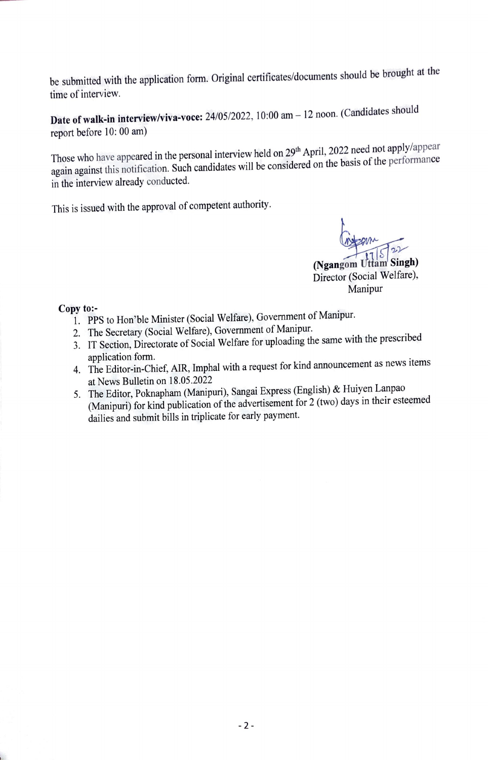be submitted with the application form. Original certificates/documents should be brought at the time of interview.

**Date of walk-in interview/viva-voce:** 24/05/2022, 10:00 am – 12 noon. (Candidates should report before 10: 00 am)

Those who have appeared in the personal interview held on 29th April, 2022 need not apply/appear again against this notification. Such candidates will be considered on the basis of the performance in the interview already conducted.

This is issued with the approval of competent authority.

17/5/22

**(Ngangom Uttam Singh)**
Director (Social Welfare),
Manipur

**Copy to:-**

1. PPS to Hon'ble Minister (Social Welfare), Government of Manipur.
2. The Secretary (Social Welfare), Government of Manipur.
3. IT Section, Directorate of Social Welfare for uploading the same with the prescribed application form.
4. The Editor-in-Chief, AIR, Imphal with a request for kind announcement as news items at News Bulletin on 18.05.2022
5. The Editor, Poknapham (Manipuri), Sangai Express (English) & Huiyen Lanpao (Manipuri) for kind publication of the advertisement for 2 (two) days in their esteemed dailies and submit bills in triplicate for early payment.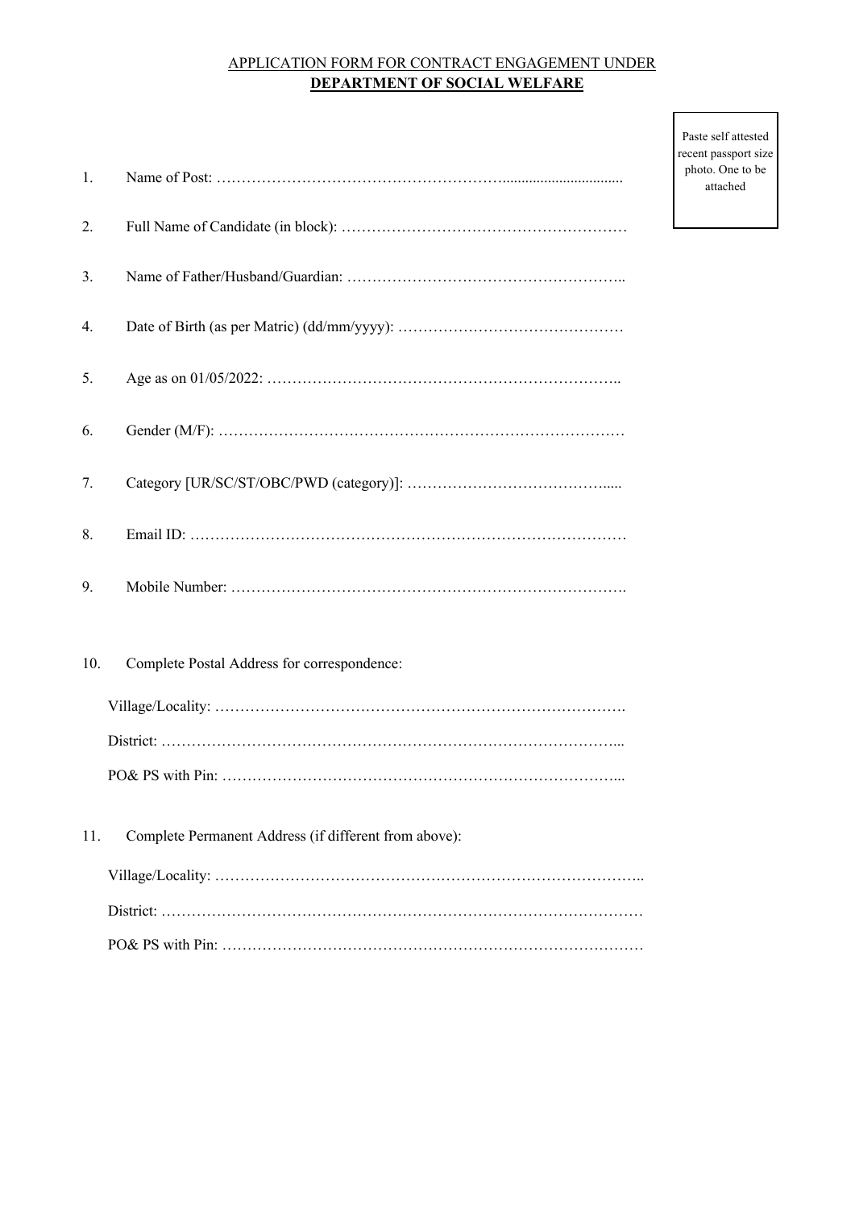APPLICATION FORM FOR CONTRACT ENGAGEMENT UNDER
**DEPARTMENT OF SOCIAL WELFARE**

Paste self attested recent passport size photo. One to be attached

1. Name of Post: ………………………………………………….............................

2. Full Name of Candidate (in block): ………………………………………………

3. Name of Father/Husband/Guardian: ……………………………………………..

4. Date of Birth (as per Matric) (dd/mm/yyyy): ……………………………………

5. Age as on 01/05/2022: ……………………………………………………………..

6. Gender (M/F): ………………………………………………………………………

7. Category [UR/SC/ST/OBC/PWD (category)]: …………………………………......

8. Email ID: ……………………………………………………………………………

9. Mobile Number: …………………………………………………………………….

10. Complete Postal Address for correspondence:

    Village/Locality: ……………………………………………………………………….

    District: ………………………………………………………………………………...

    PO& PS with Pin: ……………………………………………………………………...

11. Complete Permanent Address (if different from above):

    Village/Locality: ………………………………………………………………………..

    District: ………………………………………………………………………………………

    PO& PS with Pin: …………………………………………………………………………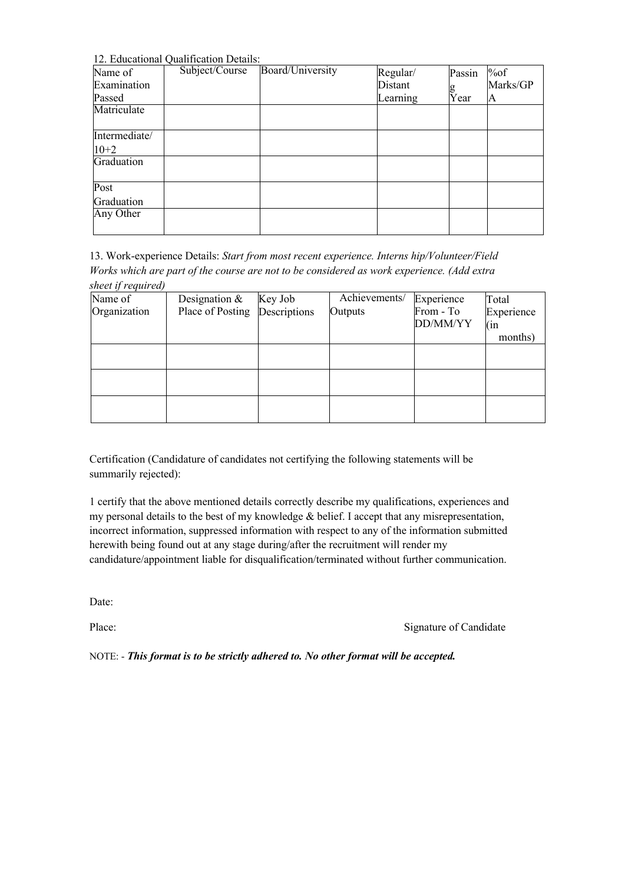12. Educational Qualification Details:

| Name of Examination Passed | Subject/Course | Board/University | Regular/ Distant Learning | Passing Year | %of Marks/GPA |
|---|---|---|---|---|---|
| Matriculate | | | | | |
| Intermediate/ 10+2 | | | | | |
| Graduation | | | | | |
| Post Graduation | | | | | |
| Any Other | | | | | |

13. Work-experience Details: *Start from most recent experience. Interns hip/Volunteer/Field Works which are part of the course are not to be considered as work experience. (Add extra sheet if required)*

| Name of Organization | Designation & Place of Posting | Key Job Descriptions | Achievements/ Outputs | Experience From - To DD/MM/YY | Total Experience (in months) |
|---|---|---|---|---|---|
| | | | | | |
| | | | | | |
| | | | | | |

Certification (Candidature of candidates not certifying the following statements will be summarily rejected):

1 certify that the above mentioned details correctly describe my qualifications, experiences and my personal details to the best of my knowledge & belief. I accept that any misrepresentation, incorrect information, suppressed information with respect to any of the information submitted herewith being found out at any stage during/after the recruitment will render my candidature/appointment liable for disqualification/terminated without further communication.

Date:

Place: Signature of Candidate

NOTE: - ***This format is to be strictly adhered to. No other format will be accepted.***